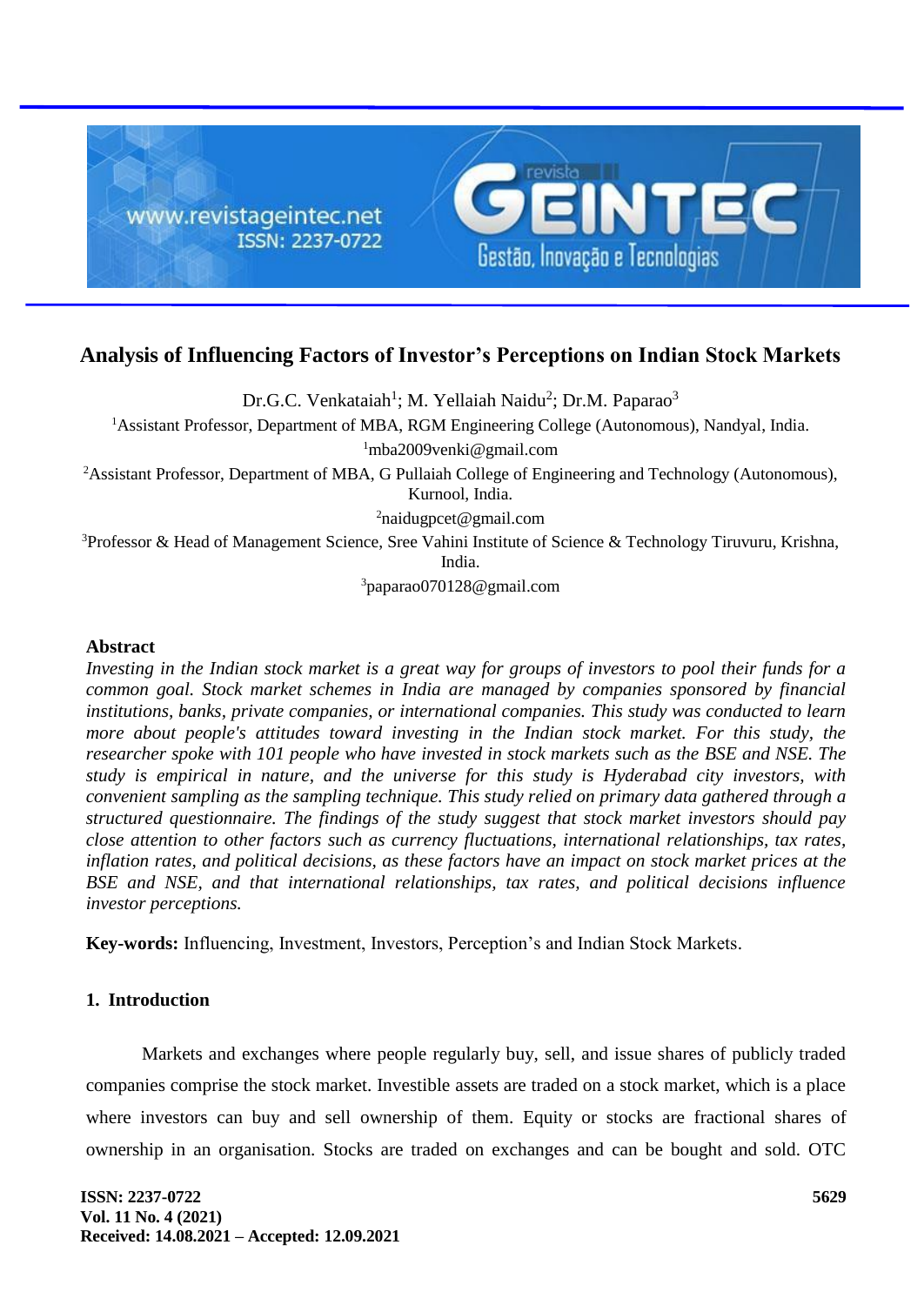# Analysis of Influencing Factors of Investor's Perceptions on Indian Stock Markets

Dr.G.C. Venkataiah[1]; M. Yellaiah Naidu[2]; Dr.M. Paparao[3]

[1]Assistant Professor, Department of MBA, RGM Engineering College (Autonomous), Nandyal, India.
[1]mba2009venki@gmail.com

[2]Assistant Professor, Department of MBA, G Pullaiah College of Engineering and Technology (Autonomous), Kurnool, India.
[2]naidugpcet@gmail.com

[3]Professor & Head of Management Science, Sree Vahini Institute of Science & Technology Tiruvuru, Krishna, India.
[3]paparao070128@gmail.com

## Abstract

*Investing in the Indian stock market is a great way for groups of investors to pool their funds for a common goal. Stock market schemes in India are managed by companies sponsored by financial institutions, banks, private companies, or international companies. This study was conducted to learn more about people's attitudes toward investing in the Indian stock market. For this study, the researcher spoke with 101 people who have invested in stock markets such as the BSE and NSE. The study is empirical in nature, and the universe for this study is Hyderabad city investors, with convenient sampling as the sampling technique. This study relied on primary data gathered through a structured questionnaire. The findings of the study suggest that stock market investors should pay close attention to other factors such as currency fluctuations, international relationships, tax rates, inflation rates, and political decisions, as these factors have an impact on stock market prices at the BSE and NSE, and that international relationships, tax rates, and political decisions influence investor perceptions.*

**Key-words:** Influencing, Investment, Investors, Perception's and Indian Stock Markets.

## 1. Introduction

Markets and exchanges where people regularly buy, sell, and issue shares of publicly traded companies comprise the stock market. Investible assets are traded on a stock market, which is a place where investors can buy and sell ownership of them. Equity or stocks are fractional shares of ownership in an organisation. Stocks are traded on exchanges and can be bought and sold. OTC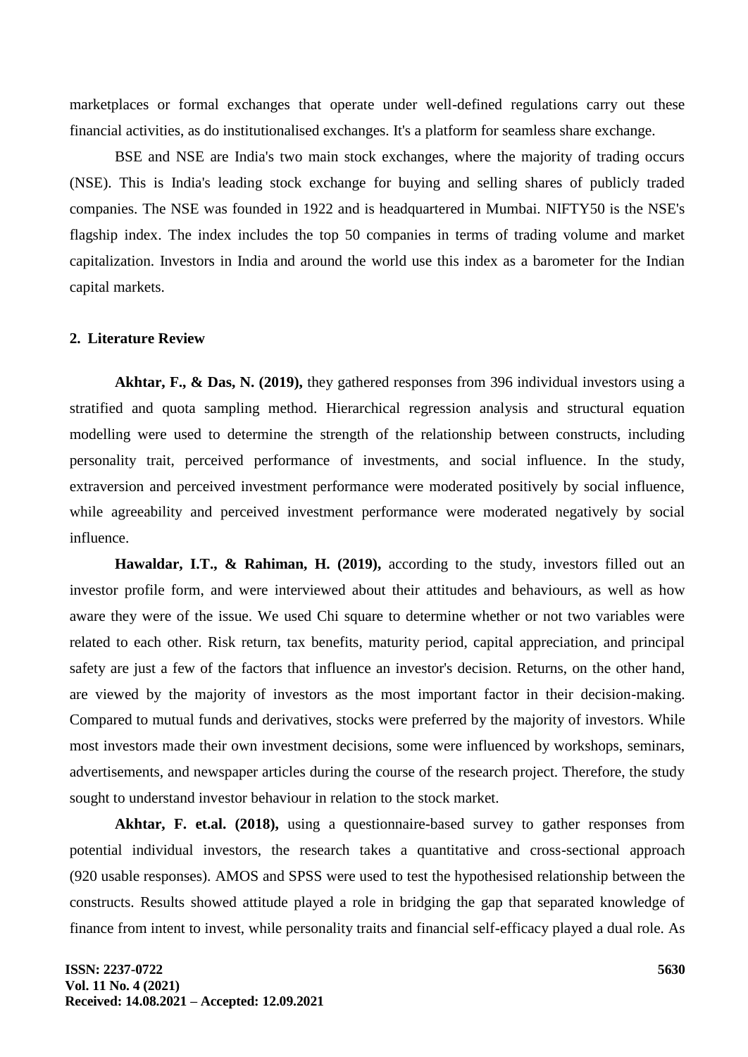marketplaces or formal exchanges that operate under well-defined regulations carry out these financial activities, as do institutionalised exchanges. It's a platform for seamless share exchange.

BSE and NSE are India's two main stock exchanges, where the majority of trading occurs (NSE). This is India's leading stock exchange for buying and selling shares of publicly traded companies. The NSE was founded in 1922 and is headquartered in Mumbai. NIFTY50 is the NSE's flagship index. The index includes the top 50 companies in terms of trading volume and market capitalization. Investors in India and around the world use this index as a barometer for the Indian capital markets.

## 2. Literature Review

**Akhtar, F., & Das, N. (2019),** they gathered responses from 396 individual investors using a stratified and quota sampling method. Hierarchical regression analysis and structural equation modelling were used to determine the strength of the relationship between constructs, including personality trait, perceived performance of investments, and social influence. In the study, extraversion and perceived investment performance were moderated positively by social influence, while agreeability and perceived investment performance were moderated negatively by social influence.

**Hawaldar, I.T., & Rahiman, H. (2019),** according to the study, investors filled out an investor profile form, and were interviewed about their attitudes and behaviours, as well as how aware they were of the issue. We used Chi square to determine whether or not two variables were related to each other. Risk return, tax benefits, maturity period, capital appreciation, and principal safety are just a few of the factors that influence an investor's decision. Returns, on the other hand, are viewed by the majority of investors as the most important factor in their decision-making. Compared to mutual funds and derivatives, stocks were preferred by the majority of investors. While most investors made their own investment decisions, some were influenced by workshops, seminars, advertisements, and newspaper articles during the course of the research project. Therefore, the study sought to understand investor behaviour in relation to the stock market.

**Akhtar, F. et.al. (2018),** using a questionnaire-based survey to gather responses from potential individual investors, the research takes a quantitative and cross-sectional approach (920 usable responses). AMOS and SPSS were used to test the hypothesised relationship between the constructs. Results showed attitude played a role in bridging the gap that separated knowledge of finance from intent to invest, while personality traits and financial self-efficacy played a dual role. As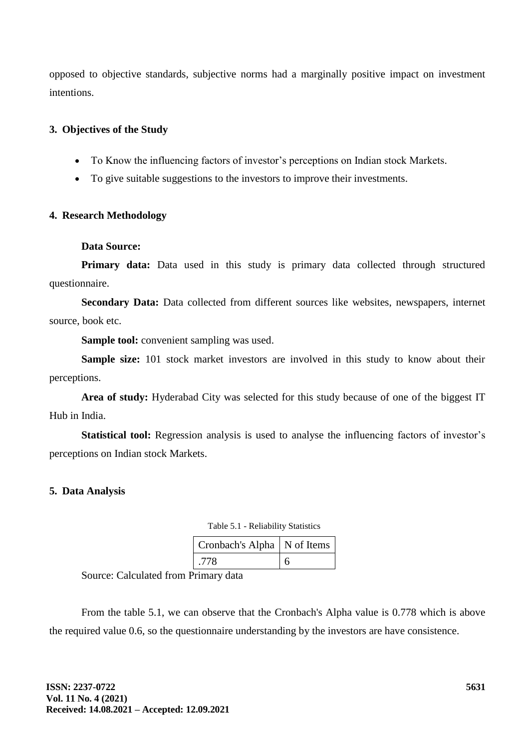opposed to objective standards, subjective norms had a marginally positive impact on investment intentions.

## 3. Objectives of the Study

- To Know the influencing factors of investor's perceptions on Indian stock Markets.
- To give suitable suggestions to the investors to improve their investments.

## 4. Research Methodology

**Data Source:**

**Primary data:** Data used in this study is primary data collected through structured questionnaire.

**Secondary Data:** Data collected from different sources like websites, newspapers, internet source, book etc.

**Sample tool:** convenient sampling was used.

**Sample size:** 101 stock market investors are involved in this study to know about their perceptions.

**Area of study:** Hyderabad City was selected for this study because of one of the biggest IT Hub in India.

**Statistical tool:** Regression analysis is used to analyse the influencing factors of investor's perceptions on Indian stock Markets.

## 5. Data Analysis

Table 5.1 - Reliability Statistics

| Cronbach's Alpha | N of Items |
|---|---|
| .778 | 6 |

Source: Calculated from Primary data

From the table 5.1, we can observe that the Cronbach's Alpha value is 0.778 which is above the required value 0.6, so the questionnaire understanding by the investors are have consistence.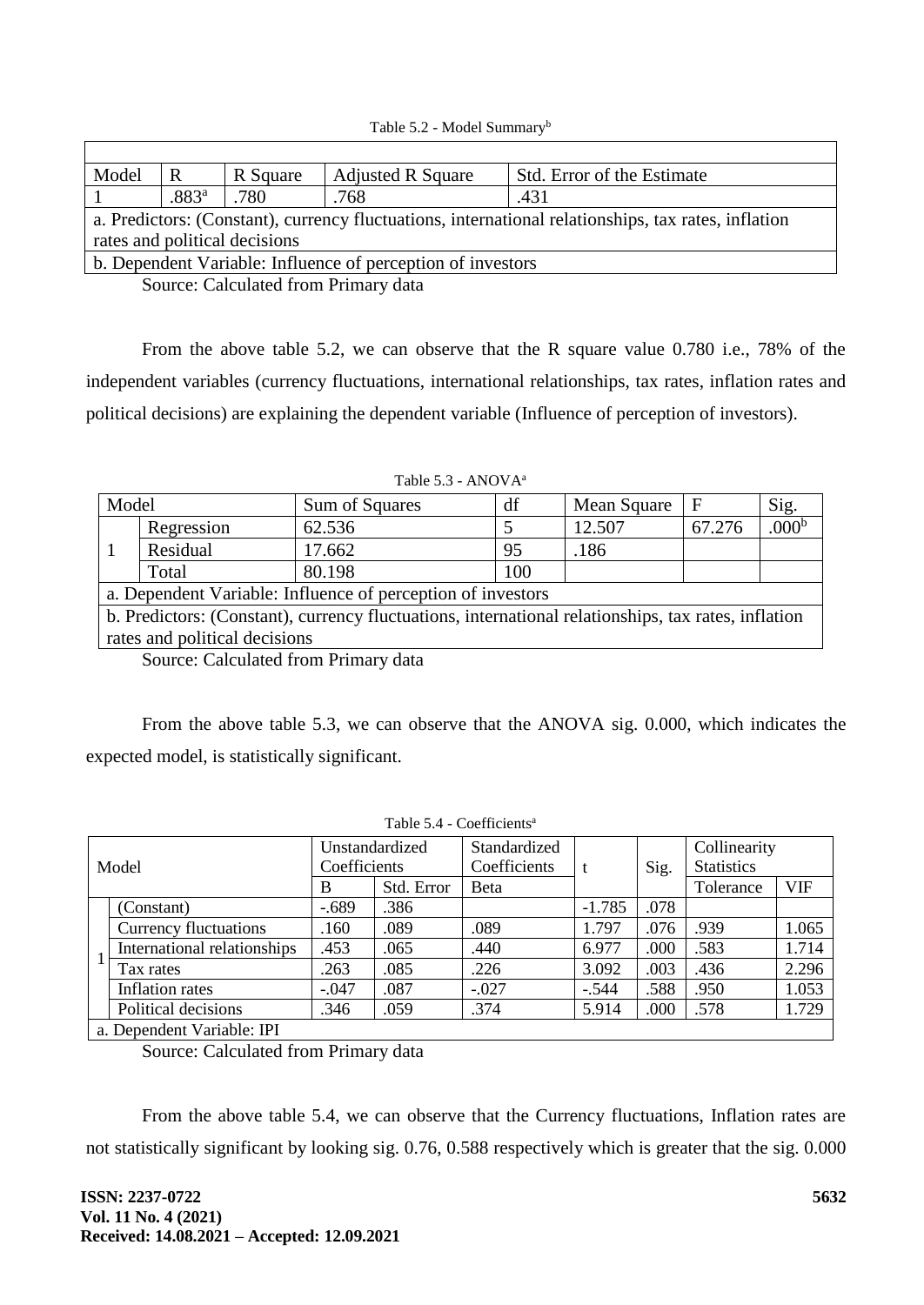Table 5.2 - Model Summary[b]

| Model | R | R Square | Adjusted R Square | Std. Error of the Estimate |
|---|---|---|---|---|
| 1 | .883[a] | .780 | .768 | .431 |
| a. Predictors: (Constant), currency fluctuations, international relationships, tax rates, inflation rates and political decisions | | | | |
| b. Dependent Variable: Influence of perception of investors | | | | |

Source: Calculated from Primary data

From the above table 5.2, we can observe that the R square value 0.780 i.e., 78% of the independent variables (currency fluctuations, international relationships, tax rates, inflation rates and political decisions) are explaining the dependent variable (Influence of perception of investors).

Table 5.3 - ANOVA[a]

| Model | | Sum of Squares | df | Mean Square | F | Sig. |
|---|---|---|---|---|---|---|
| 1 | Regression | 62.536 | 5 | 12.507 | 67.276 | .000[b] |
| | Residual | 17.662 | 95 | .186 | | |
| | Total | 80.198 | 100 | | | |
| a. Dependent Variable: Influence of perception of investors | | | | | | |
| b. Predictors: (Constant), currency fluctuations, international relationships, tax rates, inflation rates and political decisions | | | | | | |

Source: Calculated from Primary data

From the above table 5.3, we can observe that the ANOVA sig. 0.000, which indicates the expected model, is statistically significant.

Table 5.4 - Coefficients[a]

| Model | | Unstandardized Coefficients | | Standardized Coefficients | t | Sig. | Collinearity Statistics | |
|---|---|---|---|---|---|---|---|---|
| | | B | Std. Error | Beta | | | Tolerance | VIF |
| 1 | (Constant) | -.689 | .386 | | -1.785 | .078 | | |
| | Currency fluctuations | .160 | .089 | .089 | 1.797 | .076 | .939 | 1.065 |
| | International relationships | .453 | .065 | .440 | 6.977 | .000 | .583 | 1.714 |
| | Tax rates | .263 | .085 | .226 | 3.092 | .003 | .436 | 2.296 |
| | Inflation rates | -.047 | .087 | -.027 | -.544 | .588 | .950 | 1.053 |
| | Political decisions | .346 | .059 | .374 | 5.914 | .000 | .578 | 1.729 |
| a. Dependent Variable: IPI | | | | | | | | |

Source: Calculated from Primary data

From the above table 5.4, we can observe that the Currency fluctuations, Inflation rates are not statistically significant by looking sig. 0.76, 0.588 respectively which is greater that the sig. 0.000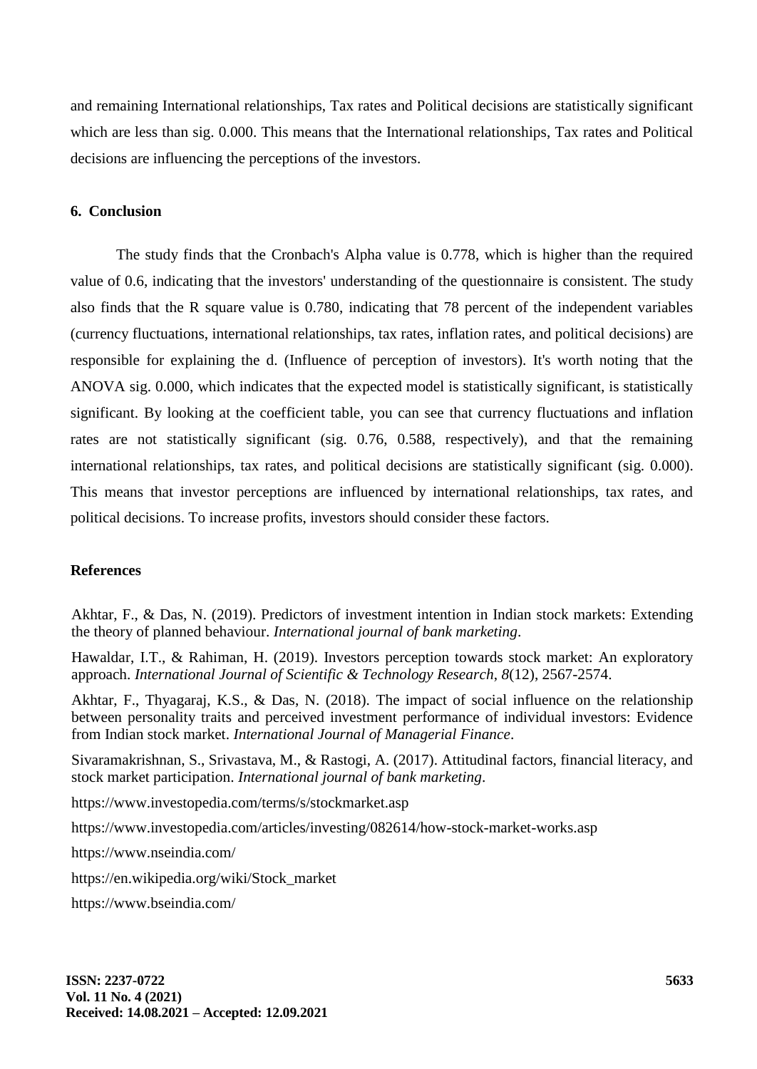and remaining International relationships, Tax rates and Political decisions are statistically significant which are less than sig. 0.000. This means that the International relationships, Tax rates and Political decisions are influencing the perceptions of the investors.

## 6. Conclusion

The study finds that the Cronbach's Alpha value is 0.778, which is higher than the required value of 0.6, indicating that the investors' understanding of the questionnaire is consistent. The study also finds that the R square value is 0.780, indicating that 78 percent of the independent variables (currency fluctuations, international relationships, tax rates, inflation rates, and political decisions) are responsible for explaining the d. (Influence of perception of investors). It's worth noting that the ANOVA sig. 0.000, which indicates that the expected model is statistically significant, is statistically significant. By looking at the coefficient table, you can see that currency fluctuations and inflation rates are not statistically significant (sig. 0.76, 0.588, respectively), and that the remaining international relationships, tax rates, and political decisions are statistically significant (sig. 0.000). This means that investor perceptions are influenced by international relationships, tax rates, and political decisions. To increase profits, investors should consider these factors.

## References

Akhtar, F., & Das, N. (2019). Predictors of investment intention in Indian stock markets: Extending the theory of planned behaviour. *International journal of bank marketing*.

Hawaldar, I.T., & Rahiman, H. (2019). Investors perception towards stock market: An exploratory approach. *International Journal of Scientific & Technology Research*, *8*(12), 2567-2574.

Akhtar, F., Thyagaraj, K.S., & Das, N. (2018). The impact of social influence on the relationship between personality traits and perceived investment performance of individual investors: Evidence from Indian stock market. *International Journal of Managerial Finance*.

Sivaramakrishnan, S., Srivastava, M., & Rastogi, A. (2017). Attitudinal factors, financial literacy, and stock market participation. *International journal of bank marketing*.

https://www.investopedia.com/terms/s/stockmarket.asp

https://www.investopedia.com/articles/investing/082614/how-stock-market-works.asp

https://www.nseindia.com/

https://en.wikipedia.org/wiki/Stock_market

https://www.bseindia.com/